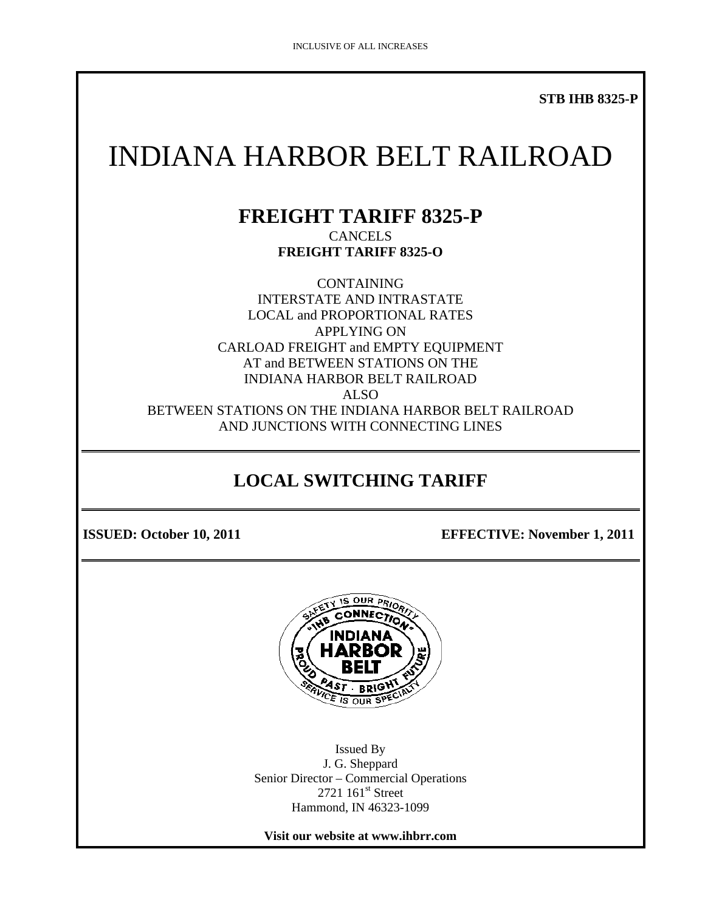INCLUSIVE OF ALL INCREASES

**STB IHB 8325-P**

# INDIANA HARBOR BELT RAILROAD

## FREIGHT TARIFF 8325-P

CANCELS
**FREIGHT TARIFF 8325-O**

CONTAINING
INTERSTATE AND INTRASTATE
LOCAL and PROPORTIONAL RATES
APPLYING ON
CARLOAD FREIGHT and EMPTY EQUIPMENT
AT and BETWEEN STATIONS ON THE
INDIANA HARBOR BELT RAILROAD
ALSO
BETWEEN STATIONS ON THE INDIANA HARBOR BELT RAILROAD
AND JUNCTIONS WITH CONNECTING LINES

## LOCAL SWITCHING TARIFF

**ISSUED: October 10, 2011** **EFFECTIVE: November 1, 2011**

SAFETY IS OUR PRIORITY
"IHB CONNECTION"
INDIANA HARBOR BELT
PROUD PAST · BRIGHT FUTURE
SERVICE IS OUR SPECIALTY

Issued By
J. G. Sheppard
Senior Director – Commercial Operations
2721 161st Street
Hammond, IN 46323-1099

**Visit our website at www.ihbrr.com**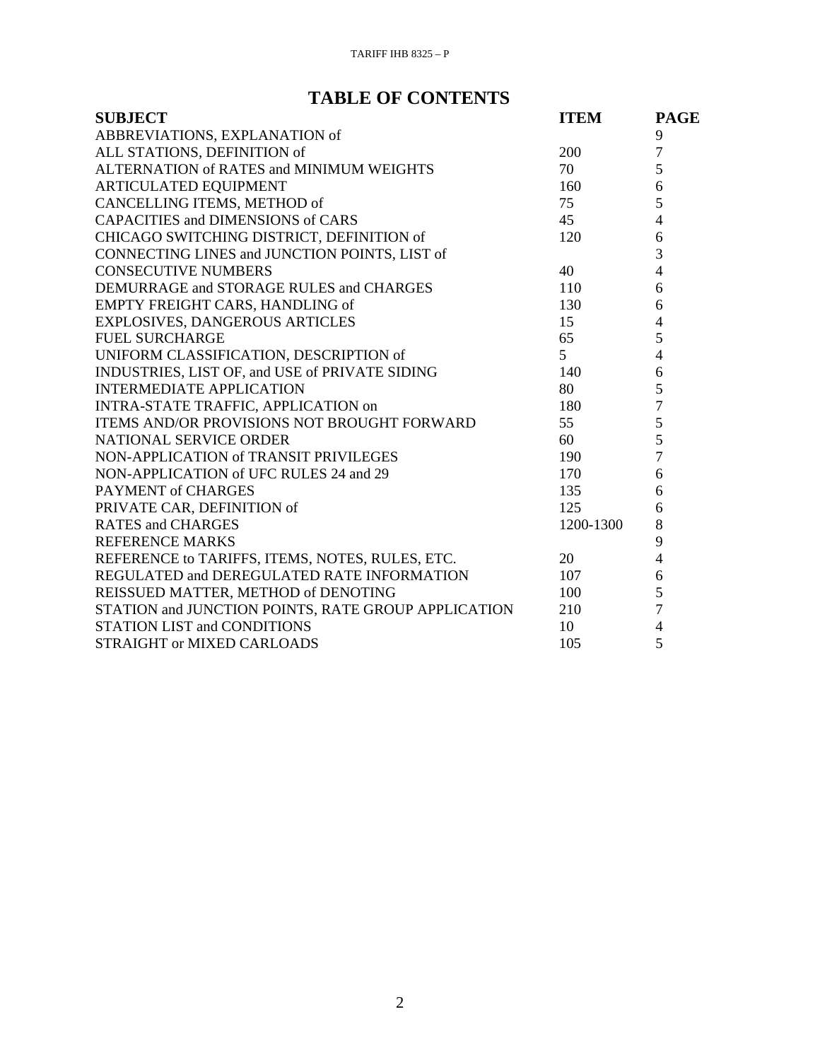# TABLE OF CONTENTS

| SUBJECT | ITEM | PAGE |
|---|---|---|
| ABBREVIATIONS, EXPLANATION of | | 9 |
| ALL STATIONS, DEFINITION of | 200 | 7 |
| ALTERNATION of RATES and MINIMUM WEIGHTS | 70 | 5 |
| ARTICULATED EQUIPMENT | 160 | 6 |
| CANCELLING ITEMS, METHOD of | 75 | 5 |
| CAPACITIES and DIMENSIONS of CARS | 45 | 4 |
| CHICAGO SWITCHING DISTRICT, DEFINITION of | 120 | 6 |
| CONNECTING LINES and JUNCTION POINTS, LIST of | | 3 |
| CONSECUTIVE NUMBERS | 40 | 4 |
| DEMURRAGE and STORAGE RULES and CHARGES | 110 | 6 |
| EMPTY FREIGHT CARS, HANDLING of | 130 | 6 |
| EXPLOSIVES, DANGEROUS ARTICLES | 15 | 4 |
| FUEL SURCHARGE | 65 | 5 |
| UNIFORM CLASSIFICATION, DESCRIPTION of | 5 | 4 |
| INDUSTRIES, LIST OF, and USE of PRIVATE SIDING | 140 | 6 |
| INTERMEDIATE APPLICATION | 80 | 5 |
| INTRA-STATE TRAFFIC, APPLICATION on | 180 | 7 |
| ITEMS AND/OR PROVISIONS NOT BROUGHT FORWARD | 55 | 5 |
| NATIONAL SERVICE ORDER | 60 | 5 |
| NON-APPLICATION of TRANSIT PRIVILEGES | 190 | 7 |
| NON-APPLICATION of UFC RULES 24 and 29 | 170 | 6 |
| PAYMENT of CHARGES | 135 | 6 |
| PRIVATE CAR, DEFINITION of | 125 | 6 |
| RATES and CHARGES | 1200-1300 | 8 |
| REFERENCE MARKS | | 9 |
| REFERENCE to TARIFFS, ITEMS, NOTES, RULES, ETC. | 20 | 4 |
| REGULATED and DEREGULATED RATE INFORMATION | 107 | 6 |
| REISSUED MATTER, METHOD of DENOTING | 100 | 5 |
| STATION and JUNCTION POINTS, RATE GROUP APPLICATION | 210 | 7 |
| STATION LIST and CONDITIONS | 10 | 4 |
| STRAIGHT or MIXED CARLOADS | 105 | 5 |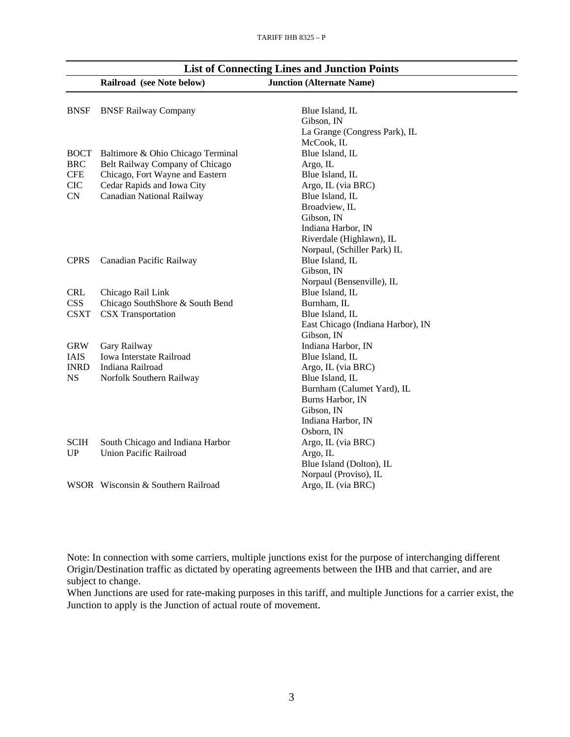## List of Connecting Lines and Junction Points

| | Railroad (see Note below) | Junction (Alternate Name) |
|---|---|---|
| BNSF | BNSF Railway Company | Blue Island, IL |
| | | Gibson, IN |
| | | La Grange (Congress Park), IL |
| | | McCook, IL |
| BOCT | Baltimore & Ohio Chicago Terminal | Blue Island, IL |
| BRC | Belt Railway Company of Chicago | Argo, IL |
| CFE | Chicago, Fort Wayne and Eastern | Blue Island, IL |
| CIC | Cedar Rapids and Iowa City | Argo, IL (via BRC) |
| CN | Canadian National Railway | Blue Island, IL |
| | | Broadview, IL |
| | | Gibson, IN |
| | | Indiana Harbor, IN |
| | | Riverdale (Highlawn), IL |
| | | Norpaul, (Schiller Park) IL |
| CPRS | Canadian Pacific Railway | Blue Island, IL |
| | | Gibson, IN |
| | | Norpaul (Bensenville), IL |
| CRL | Chicago Rail Link | Blue Island, IL |
| CSS | Chicago SouthShore & South Bend | Burnham, IL |
| CSXT | CSX Transportation | Blue Island, IL |
| | | East Chicago (Indiana Harbor), IN |
| | | Gibson, IN |
| GRW | Gary Railway | Indiana Harbor, IN |
| IAIS | Iowa Interstate Railroad | Blue Island, IL |
| INRD | Indiana Railroad | Argo, IL (via BRC) |
| NS | Norfolk Southern Railway | Blue Island, IL |
| | | Burnham (Calumet Yard), IL |
| | | Burns Harbor, IN |
| | | Gibson, IN |
| | | Indiana Harbor, IN |
| | | Osborn, IN |
| SCIH | South Chicago and Indiana Harbor | Argo, IL (via BRC) |
| UP | Union Pacific Railroad | Argo, IL |
| | | Blue Island (Dolton), IL |
| | | Norpaul (Proviso), IL |
| WSOR | Wisconsin & Southern Railroad | Argo, IL (via BRC) |

Note: In connection with some carriers, multiple junctions exist for the purpose of interchanging different Origin/Destination traffic as dictated by operating agreements between the IHB and that carrier, and are subject to change.
When Junctions are used for rate-making purposes in this tariff, and multiple Junctions for a carrier exist, the Junction to apply is the Junction of actual route of movement.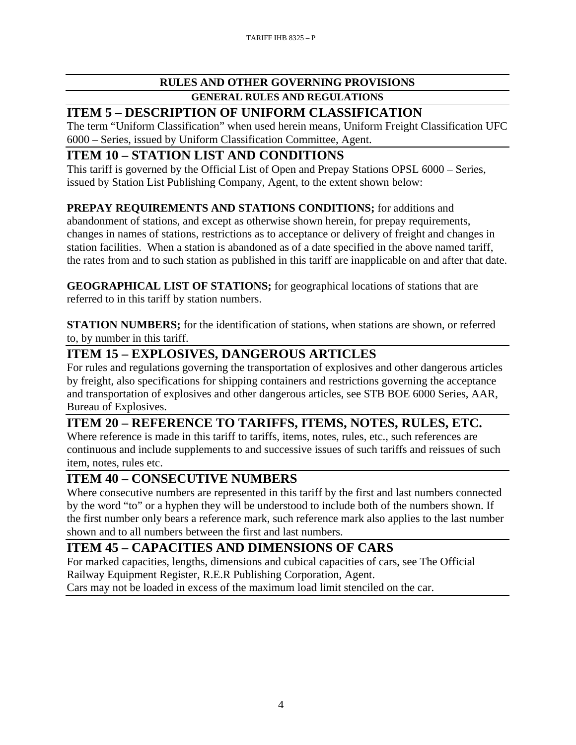## RULES AND OTHER GOVERNING PROVISIONS

### GENERAL RULES AND REGULATIONS

# ITEM 5 – DESCRIPTION OF UNIFORM CLASSIFICATION

The term "Uniform Classification" when used herein means, Uniform Freight Classification UFC 6000 – Series, issued by Uniform Classification Committee, Agent.

# ITEM 10 – STATION LIST AND CONDITIONS

This tariff is governed by the Official List of Open and Prepay Stations OPSL 6000 – Series, issued by Station List Publishing Company, Agent, to the extent shown below:

**PREPAY REQUIREMENTS AND STATIONS CONDITIONS;** for additions and abandonment of stations, and except as otherwise shown herein, for prepay requirements, changes in names of stations, restrictions as to acceptance or delivery of freight and changes in station facilities. When a station is abandoned as of a date specified in the above named tariff, the rates from and to such station as published in this tariff are inapplicable on and after that date.

**GEOGRAPHICAL LIST OF STATIONS;** for geographical locations of stations that are referred to in this tariff by station numbers.

**STATION NUMBERS;** for the identification of stations, when stations are shown, or referred to, by number in this tariff.

# ITEM 15 – EXPLOSIVES, DANGEROUS ARTICLES

For rules and regulations governing the transportation of explosives and other dangerous articles by freight, also specifications for shipping containers and restrictions governing the acceptance and transportation of explosives and other dangerous articles, see STB BOE 6000 Series, AAR, Bureau of Explosives.

# ITEM 20 – REFERENCE TO TARIFFS, ITEMS, NOTES, RULES, ETC.

Where reference is made in this tariff to tariffs, items, notes, rules, etc., such references are continuous and include supplements to and successive issues of such tariffs and reissues of such item, notes, rules etc.

# ITEM 40 – CONSECUTIVE NUMBERS

Where consecutive numbers are represented in this tariff by the first and last numbers connected by the word "to" or a hyphen they will be understood to include both of the numbers shown. If the first number only bears a reference mark, such reference mark also applies to the last number shown and to all numbers between the first and last numbers.

# ITEM 45 – CAPACITIES AND DIMENSIONS OF CARS

For marked capacities, lengths, dimensions and cubical capacities of cars, see The Official Railway Equipment Register, R.E.R Publishing Corporation, Agent.
Cars may not be loaded in excess of the maximum load limit stenciled on the car.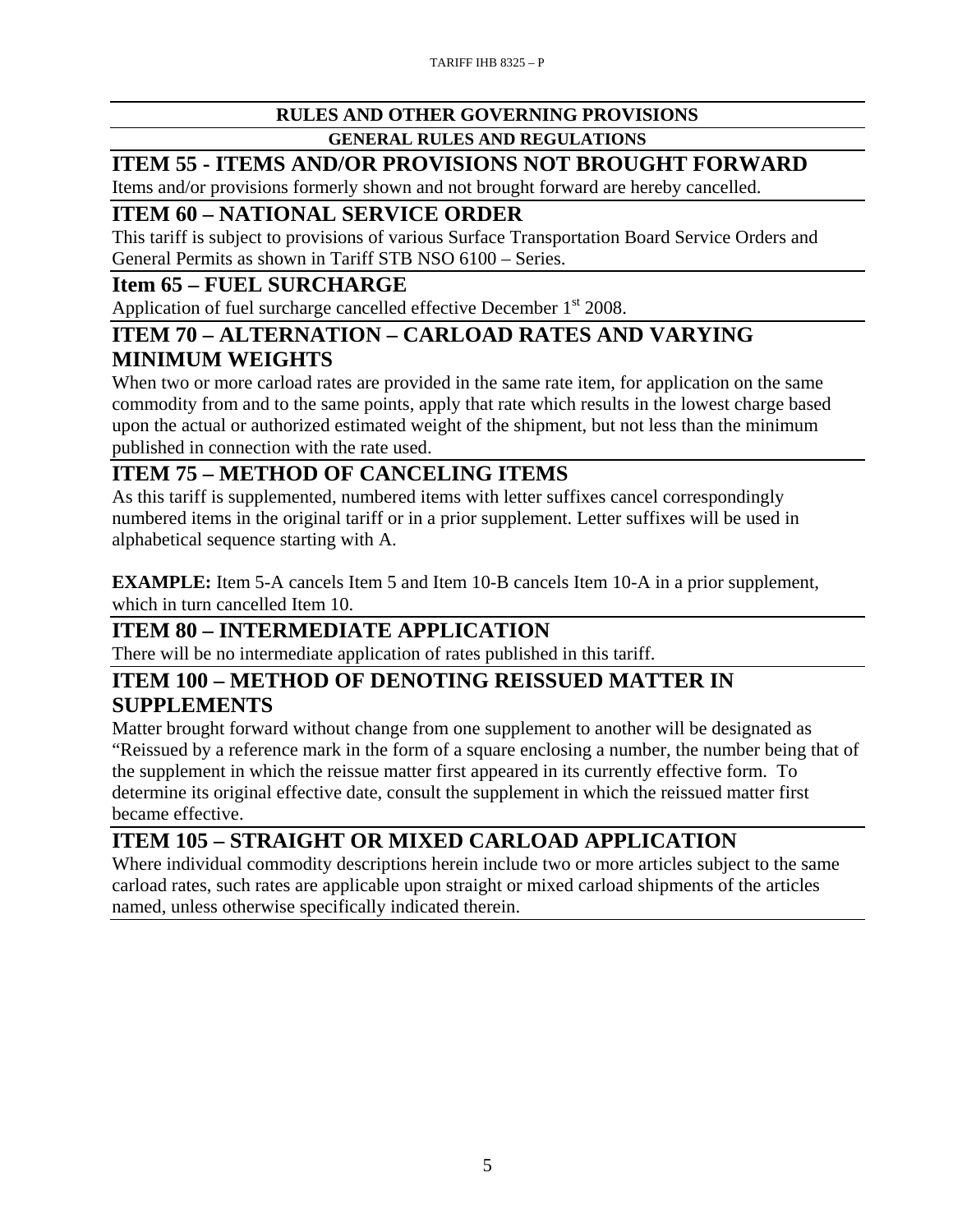## RULES AND OTHER GOVERNING PROVISIONS

### GENERAL RULES AND REGULATIONS

## ITEM 55 - ITEMS AND/OR PROVISIONS NOT BROUGHT FORWARD

Items and/or provisions formerly shown and not brought forward are hereby cancelled.

## ITEM 60 – NATIONAL SERVICE ORDER

This tariff is subject to provisions of various Surface Transportation Board Service Orders and General Permits as shown in Tariff STB NSO 6100 – Series.

## Item 65 – FUEL SURCHARGE

Application of fuel surcharge cancelled effective December 1st 2008.

## ITEM 70 – ALTERNATION – CARLOAD RATES AND VARYING MINIMUM WEIGHTS

When two or more carload rates are provided in the same rate item, for application on the same commodity from and to the same points, apply that rate which results in the lowest charge based upon the actual or authorized estimated weight of the shipment, but not less than the minimum published in connection with the rate used.

## ITEM 75 – METHOD OF CANCELING ITEMS

As this tariff is supplemented, numbered items with letter suffixes cancel correspondingly numbered items in the original tariff or in a prior supplement. Letter suffixes will be used in alphabetical sequence starting with A.

**EXAMPLE:** Item 5-A cancels Item 5 and Item 10-B cancels Item 10-A in a prior supplement, which in turn cancelled Item 10.

## ITEM 80 – INTERMEDIATE APPLICATION

There will be no intermediate application of rates published in this tariff.

## ITEM 100 – METHOD OF DENOTING REISSUED MATTER IN SUPPLEMENTS

Matter brought forward without change from one supplement to another will be designated as "Reissued by a reference mark in the form of a square enclosing a number, the number being that of the supplement in which the reissue matter first appeared in its currently effective form. To determine its original effective date, consult the supplement in which the reissued matter first became effective.

## ITEM 105 – STRAIGHT OR MIXED CARLOAD APPLICATION

Where individual commodity descriptions herein include two or more articles subject to the same carload rates, such rates are applicable upon straight or mixed carload shipments of the articles named, unless otherwise specifically indicated therein.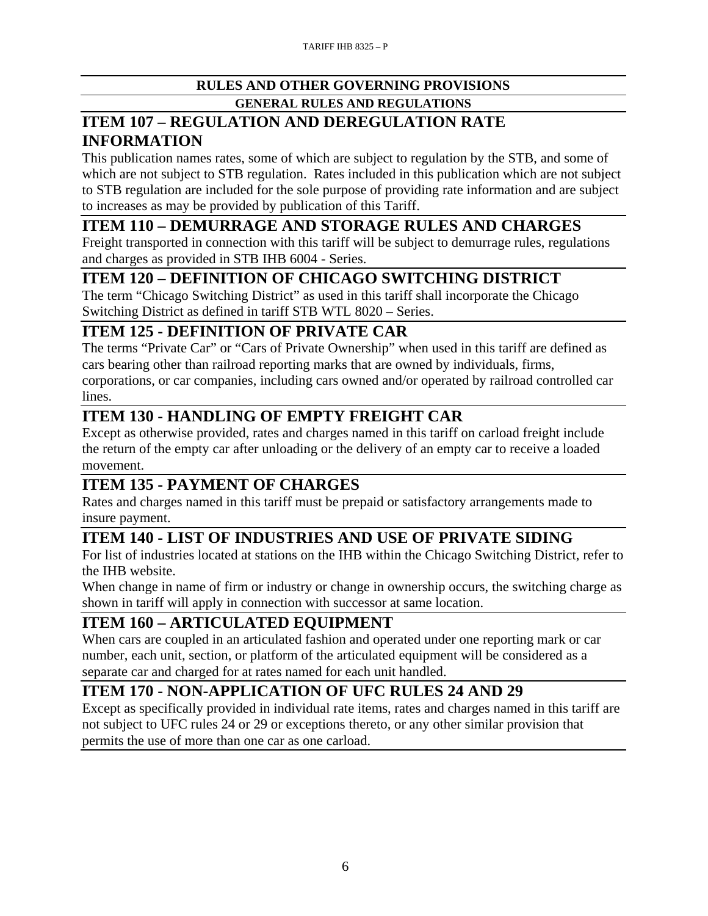## RULES AND OTHER GOVERNING PROVISIONS

### GENERAL RULES AND REGULATIONS

## ITEM 107 – REGULATION AND DEREGULATION RATE INFORMATION

This publication names rates, some of which are subject to regulation by the STB, and some of which are not subject to STB regulation. Rates included in this publication which are not subject to STB regulation are included for the sole purpose of providing rate information and are subject to increases as may be provided by publication of this Tariff.

## ITEM 110 – DEMURRAGE AND STORAGE RULES AND CHARGES

Freight transported in connection with this tariff will be subject to demurrage rules, regulations and charges as provided in STB IHB 6004 - Series.

## ITEM 120 – DEFINITION OF CHICAGO SWITCHING DISTRICT

The term "Chicago Switching District" as used in this tariff shall incorporate the Chicago Switching District as defined in tariff STB WTL 8020 – Series.

## ITEM 125 - DEFINITION OF PRIVATE CAR

The terms "Private Car" or "Cars of Private Ownership" when used in this tariff are defined as cars bearing other than railroad reporting marks that are owned by individuals, firms, corporations, or car companies, including cars owned and/or operated by railroad controlled car lines.

## ITEM 130 - HANDLING OF EMPTY FREIGHT CAR

Except as otherwise provided, rates and charges named in this tariff on carload freight include the return of the empty car after unloading or the delivery of an empty car to receive a loaded movement.

## ITEM 135 - PAYMENT OF CHARGES

Rates and charges named in this tariff must be prepaid or satisfactory arrangements made to insure payment.

## ITEM 140 - LIST OF INDUSTRIES AND USE OF PRIVATE SIDING

For list of industries located at stations on the IHB within the Chicago Switching District, refer to the IHB website.

When change in name of firm or industry or change in ownership occurs, the switching charge as shown in tariff will apply in connection with successor at same location.

## ITEM 160 – ARTICULATED EQUIPMENT

When cars are coupled in an articulated fashion and operated under one reporting mark or car number, each unit, section, or platform of the articulated equipment will be considered as a separate car and charged for at rates named for each unit handled.

## ITEM 170 - NON-APPLICATION OF UFC RULES 24 AND 29

Except as specifically provided in individual rate items, rates and charges named in this tariff are not subject to UFC rules 24 or 29 or exceptions thereto, or any other similar provision that permits the use of more than one car as one carload.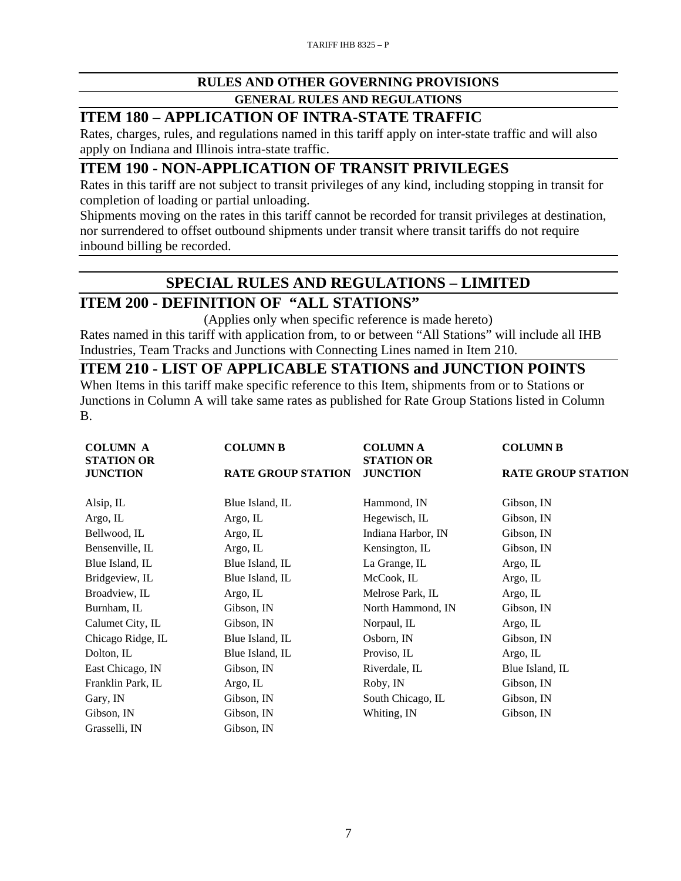## RULES AND OTHER GOVERNING PROVISIONS

### GENERAL RULES AND REGULATIONS

## ITEM 180 – APPLICATION OF INTRA-STATE TRAFFIC

Rates, charges, rules, and regulations named in this tariff apply on inter-state traffic and will also apply on Indiana and Illinois intra-state traffic.

## ITEM 190 - NON-APPLICATION OF TRANSIT PRIVILEGES

Rates in this tariff are not subject to transit privileges of any kind, including stopping in transit for completion of loading or partial unloading.

Shipments moving on the rates in this tariff cannot be recorded for transit privileges at destination, nor surrendered to offset outbound shipments under transit where transit tariffs do not require inbound billing be recorded.

## SPECIAL RULES AND REGULATIONS – LIMITED

## ITEM 200 - DEFINITION OF "ALL STATIONS"

(Applies only when specific reference is made hereto)

Rates named in this tariff with application from, to or between "All Stations" will include all IHB Industries, Team Tracks and Junctions with Connecting Lines named in Item 210.

## ITEM 210 - LIST OF APPLICABLE STATIONS and JUNCTION POINTS

When Items in this tariff make specific reference to this Item, shipments from or to Stations or Junctions in Column A will take same rates as published for Rate Group Stations listed in Column B.

| COLUMN A STATION OR JUNCTION | COLUMN B RATE GROUP STATION | COLUMN A STATION OR JUNCTION | COLUMN B RATE GROUP STATION |
|---|---|---|---|
| Alsip, IL | Blue Island, IL | Hammond, IN | Gibson, IN |
| Argo, IL | Argo, IL | Hegewisch, IL | Gibson, IN |
| Bellwood, IL | Argo, IL | Indiana Harbor, IN | Gibson, IN |
| Bensenville, IL | Argo, IL | Kensington, IL | Gibson, IN |
| Blue Island, IL | Blue Island, IL | La Grange, IL | Argo, IL |
| Bridgeview, IL | Blue Island, IL | McCook, IL | Argo, IL |
| Broadview, IL | Argo, IL | Melrose Park, IL | Argo, IL |
| Burnham, IL | Gibson, IN | North Hammond, IN | Gibson, IN |
| Calumet City, IL | Gibson, IN | Norpaul, IL | Argo, IL |
| Chicago Ridge, IL | Blue Island, IL | Osborn, IN | Gibson, IN |
| Dolton, IL | Blue Island, IL | Proviso, IL | Argo, IL |
| East Chicago, IN | Gibson, IN | Riverdale, IL | Blue Island, IL |
| Franklin Park, IL | Argo, IL | Roby, IN | Gibson, IN |
| Gary, IN | Gibson, IN | South Chicago, IL | Gibson, IN |
| Gibson, IN | Gibson, IN | Whiting, IN | Gibson, IN |
| Grasselli, IN | Gibson, IN | | |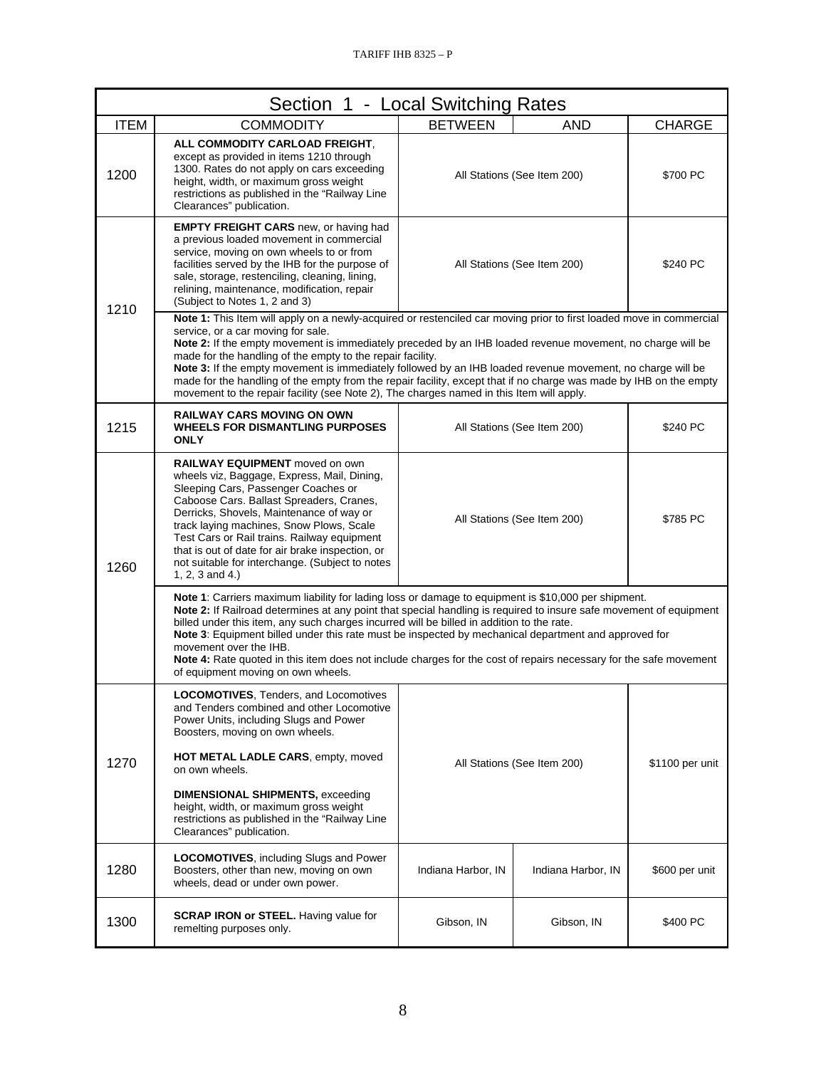## Section 1 - Local Switching Rates

| ITEM | COMMODITY | BETWEEN | AND | CHARGE |
|---|---|---|---|---|
| 1200 | **ALL COMMODITY CARLOAD FREIGHT**, except as provided in items 1210 through 1300. Rates do not apply on cars exceeding height, width, or maximum gross weight restrictions as published in the "Railway Line Clearances" publication. | All Stations (See Item 200) | | $700 PC |
| 1210 | **EMPTY FREIGHT CARS** new, or having had a previous loaded movement in commercial service, moving on own wheels to or from facilities served by the IHB for the purpose of sale, storage, restenciling, cleaning, lining, relining, maintenance, modification, repair (Subject to Notes 1, 2 and 3) | All Stations (See Item 200) | | $240 PC |
| | **Note 1:** This Item will apply on a newly-acquired or restenciled car moving prior to first loaded move in commercial service, or a car moving for sale. **Note 2:** If the empty movement is immediately preceded by an IHB loaded revenue movement, no charge will be made for the handling of the empty to the repair facility. **Note 3:** If the empty movement is immediately followed by an IHB loaded revenue movement, no charge will be made for the handling of the empty from the repair facility, except that if no charge was made by IHB on the empty movement to the repair facility (see Note 2), The charges named in this Item will apply. | | | |
| 1215 | **RAILWAY CARS MOVING ON OWN WHEELS FOR DISMANTLING PURPOSES ONLY** | All Stations (See Item 200) | | $240 PC |
| 1260 | **RAILWAY EQUIPMENT** moved on own wheels viz, Baggage, Express, Mail, Dining, Sleeping Cars, Passenger Coaches or Caboose Cars. Ballast Spreaders, Cranes, Derricks, Shovels, Maintenance of way or track laying machines, Snow Plows, Scale Test Cars or Rail trains. Railway equipment that is out of date for air brake inspection, or not suitable for interchange. (Subject to notes 1, 2, 3 and 4.) | All Stations (See Item 200) | | $785 PC |
| | **Note 1**: Carriers maximum liability for lading loss or damage to equipment is $10,000 per shipment. **Note 2:** If Railroad determines at any point that special handling is required to insure safe movement of equipment billed under this item, any such charges incurred will be billed in addition to the rate. **Note 3**: Equipment billed under this rate must be inspected by mechanical department and approved for movement over the IHB. **Note 4:** Rate quoted in this item does not include charges for the cost of repairs necessary for the safe movement of equipment moving on own wheels. | | | |
| 1270 | **LOCOMOTIVES**, Tenders, and Locomotives and Tenders combined and other Locomotive Power Units, including Slugs and Power Boosters, moving on own wheels. **HOT METAL LADLE CARS**, empty, moved on own wheels. **DIMENSIONAL SHIPMENTS,** exceeding height, width, or maximum gross weight restrictions as published in the "Railway Line Clearances" publication. | All Stations (See Item 200) | | $1100 per unit |
| 1280 | **LOCOMOTIVES**, including Slugs and Power Boosters, other than new, moving on own wheels, dead or under own power. | Indiana Harbor, IN | Indiana Harbor, IN | $600 per unit |
| 1300 | **SCRAP IRON or STEEL.** Having value for remelting purposes only. | Gibson, IN | Gibson, IN | $400 PC |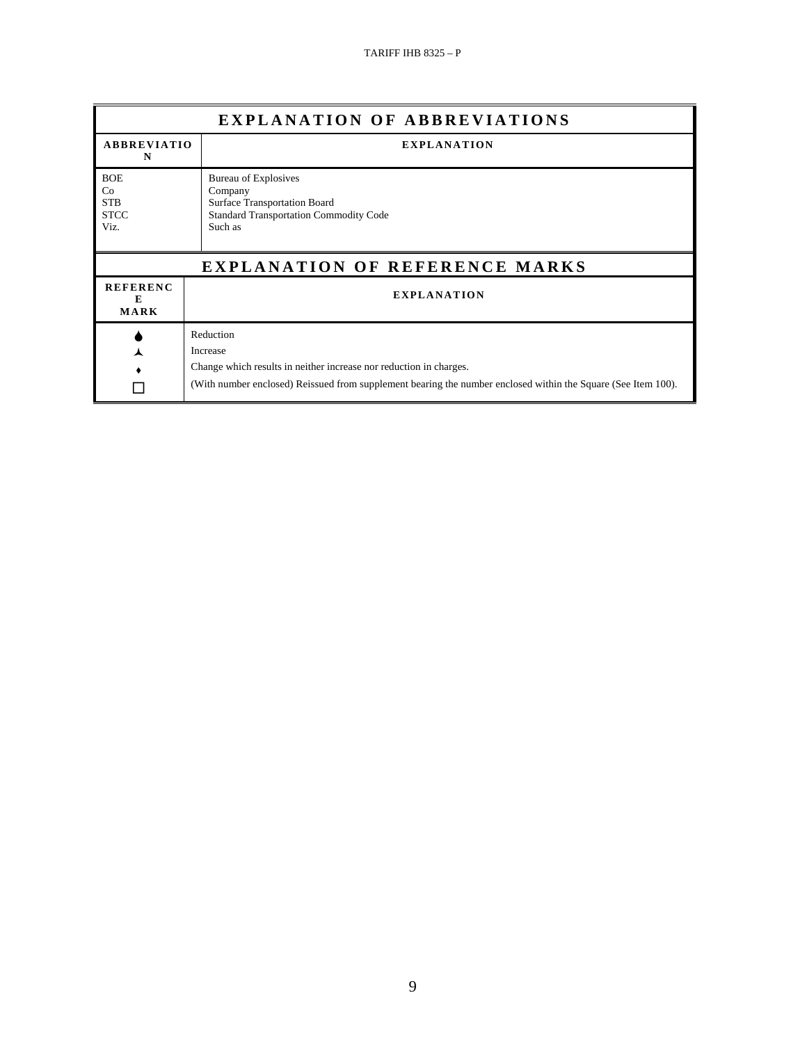## EXPLANATION OF ABBREVIATIONS

| ABBREVIATION | EXPLANATION |
|---|---|
| BOE | Bureau of Explosives |
| Co | Company |
| STB | Surface Transportation Board |
| STCC | Standard Transportation Commodity Code |
| Viz. | Such as |

## EXPLANATION OF REFERENCE MARKS

| REFERENCE MARK | EXPLANATION |
|---|---|
| ⬧ | Reduction |
| ⅄ | Increase |
| ♦ | Change which results in neither increase nor reduction in charges. |
| □ | (With number enclosed) Reissued from supplement bearing the number enclosed within the Square (See Item 100). |